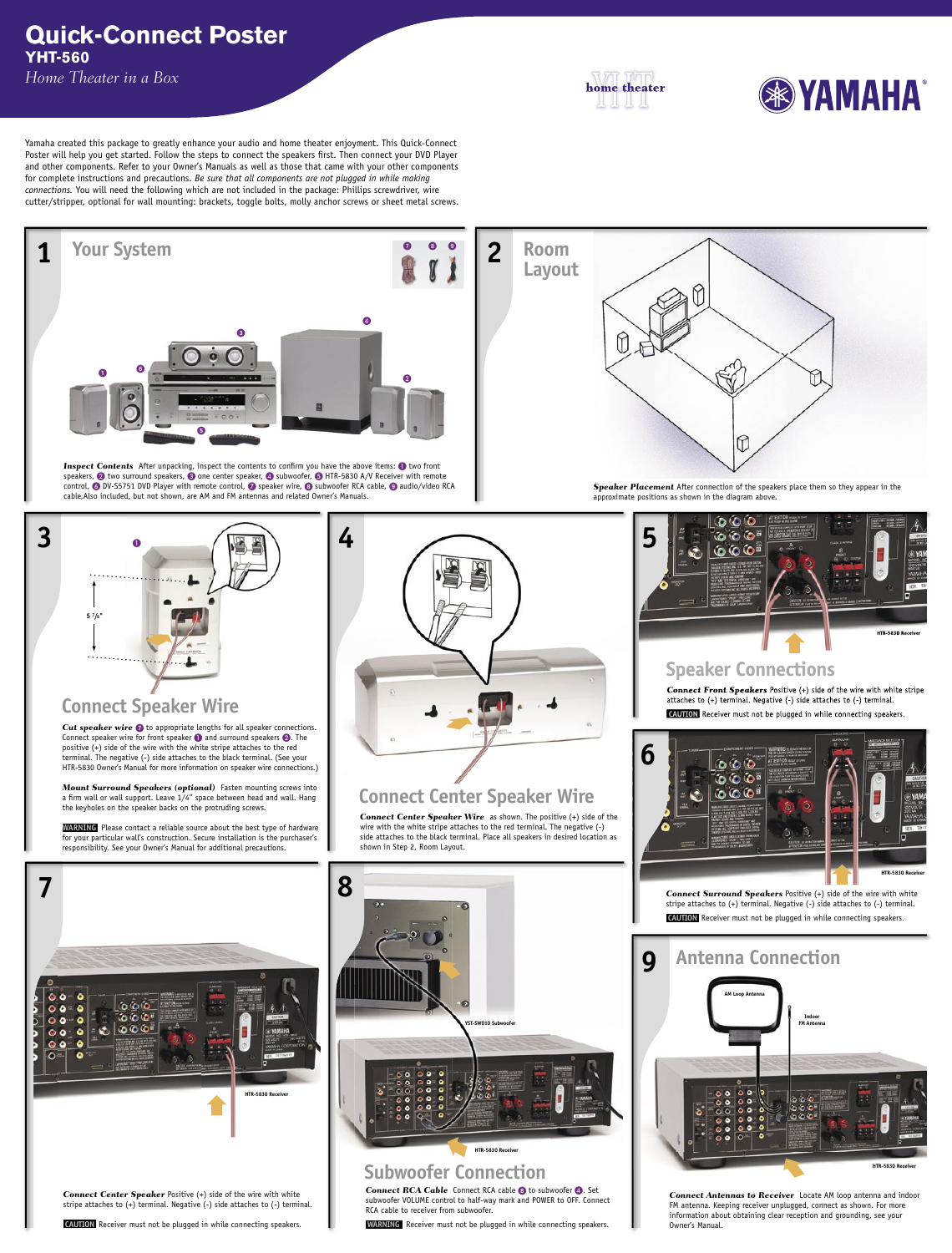# Quick-Connect Poster

## YHT-560

*Home Theater in a Box*

Yamaha created this package to greatly enhance your audio and home theater enjoyment. This Quick-Connect Poster will help you get started. Follow the steps to connect the speakers first. Then connect your DVD Player and other components. Refer to your Owner's Manuals as well as those that came with your other components for complete instructions and precautions. *Be sure that all components are not plugged in while making connections.* You will need the following which are not included in the package: Phillips screwdriver, wire cutter/stripper, optional for wall mounting: brackets, toggle bolts, molly anchor screws or sheet metal screws.

## 1 Your System

***Inspect Contents*** After unpacking, inspect the contents to confirm you have the above items: ❶ two front speakers, ❷ two surround speakers, ❸ one center speaker, ❹ subwoofer, ❺ HTR-5830 A/V Receiver with remote control, ❻ DV-S5751 DVD Player with remote control, ❼ speaker wire, ❽ subwoofer RCA cable, ❾ audio/video RCA cable, Also included, but not shown, are AM and FM antennas and related Owner's Manuals.

## 2 Room Layout

***Speaker Placement*** After connection of the speakers place them so they appear in the approximate positions as shown in the diagram above.

## 3 Connect Speaker Wire

***Cut speaker wire*** ❼ to appropriate lengths for all speaker connections. Connect speaker wire for front speaker ❶ and surround speakers ❷. The positive (+) side of the wire with the white stripe attaches to the red terminal. The negative (-) side attaches to the black terminal. (See your HTR-5830 Owner's Manual for more information on speaker wire connections.)

***Mount Surround Speakers (optional)*** Fasten mounting screws into a firm wall or wall support. Leave 1/4" space between head and wall. Hang the keyholes on the speaker backs on the protruding screws.

**WARNING** Please contact a reliable source about the best type of hardware for your particular wall's construction. Secure installation is the purchaser's responsibility. See your Owner's Manual for additional precautions.

## 4 Connect Center Speaker Wire

***Connect Center Speaker Wire*** as shown. The positive (+) side of the wire with the white stripe attaches to the red terminal. The negative (-) side attaches to the black terminal. Place all speakers in desired location as shown in Step 2, Room Layout.

## 5 Speaker Connections

***Connect Front Speakers*** Positive (+) side of the wire with white stripe attaches to (+) terminal. Negative (-) side attaches to (-) terminal.

**CAUTION** Receiver must not be plugged in while connecting speakers.

## 6

***Connect Surround Speakers*** Positive (+) side of the wire with white stripe attaches to (+) terminal. Negative (-) side attaches to (-) terminal.

**CAUTION** Receiver must not be plugged in while connecting speakers.

## 7

***Connect Center Speaker*** Positive (+) side of the wire with white stripe attaches to (+) terminal. Negative (-) side attaches to (-) terminal.

**CAUTION** Receiver must not be plugged in while connecting speakers.

## 8 Subwoofer Connection

***Connect RCA Cable*** Connect RCA cable ❽ to subwoofer ❹. Set subwoofer VOLUME control to half-way mark and POWER to OFF. Connect RCA cable to receiver from subwoofer.

**WARNING** Receiver must not be plugged in while connecting speakers.

## 9 Antenna Connection

***Connect Antennas to Receiver*** Locate AM loop antenna and indoor FM antenna. Keeping receiver unplugged, connect as shown. For more information about obtaining clear reception and grounding, see your Owner's Manual.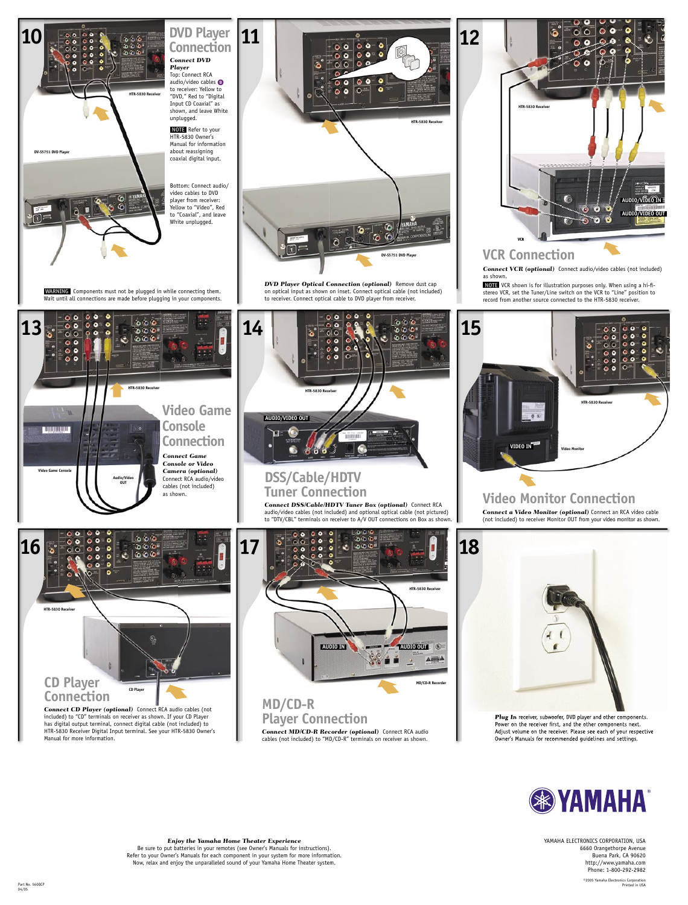## 10

## DVD Player Connection

***Connect DVD Player***

Top: Connect RCA audio/video cables 9 to receiver: Yellow to "DVD," Red to "Digital Input CD Coaxial" as shown, and leave White unplugged.

NOTE Refer to your HTR-5830 Owner's Manual for information about reassigning coaxial digital input.

Bottom: Connect audio/video cables to DVD player from receiver: Yellow to "Video", Red to "Coaxial", and leave White unplugged.

HTR-5830 Receiver

DV-S5751 DVD Player

WARNING Components must not be plugged in while connecting them. Wait until all connections are made before plugging in your components.

## 11

HTR-5830 Receiver

DV-S5751 DVD Player

***DVD Player Optical Connection (optional)*** Remove dust cap on optical input as shown on inset. Connect optical cable (not included) to receiver. Connect optical cable to DVD player from receiver.

## 12

HTR-5830 Receiver

AUDIO/VIDEO IN

AUDIO/VIDEO OUT

VCR

## VCR Connection

***Connect VCR (optional)*** Connect audio/video cables (not included) as shown.

NOTE VCR shown is for illustration purposes only. When using a hi-fi-stereo VCR, set the Tuner/Line switch on the VCR to "Line" position to record from another source connected to the HTR-5830 receiver.

## 13

HTR-5830 Receiver

Video Game Console

Audio/Video OUT

## Video Game Console Connection

***Connect Game Console or Video Camera (optional)*** Connect RCA audio/video cables (not included) as shown.

## 14

HTR-5830 Receiver

AUDIO/VIDEO OUT

## DSS/Cable/HDTV Tuner Connection

***Connect DSS/Cable/HDTV Tuner Box (optional)*** Connect RCA audio/video cables (not included) and optional optical cable (not pictured) to "DTV/CBL" terminals on receiver to A/V OUT connections on Box as shown.

## 15

HTR-5830 Receiver

VIDEO IN

Video Monitor

## Video Monitor Connection

***Connect a Video Monitor (optional)*** Connect an RCA video cable (not included) to receiver Monitor OUT from your video monitor as shown.

## 16

HTR-5830 Receiver

CD Player

## CD Player Connection

***Connect CD Player (optional)*** Connect RCA audio cables (not included) to "CD" terminals on receiver as shown. If your CD Player has digital output terminal, connect digital cable (not included) to HTR-5830 Receiver Digital Input terminal. See your HTR-5830 Owner's Manual for more information.

## 17

HTR-5830 Receiver

AUDIO IN

AUDIO OUT

MD/CD-R Recorder

## MD/CD-R Player Connection

***Connect MD/CD-R Recorder (optional)*** Connect RCA audio cables (not included) to "MD/CD-R" terminals on receiver as shown.

## 18

***Plug In*** receiver, subwoofer, DVD player and other components. Power on the receiver first, and the other components next. Adjust volume on the receiver. Please see each of your respective Owner's Manuals for recommended guidelines and settings.

YAMAHA®

***Enjoy the Yamaha Home Theater Experience***
Be sure to put batteries in your remotes (see Owner's Manuals for instructions).
Refer to your Owner's Manuals for each component in your system for more information.
Now, relax and enjoy the unparalleled sound of your Yamaha Home Theater system.

YAMAHA ELECTRONICS CORPORATION, USA
6660 Orangethorpe Avenue
Buena Park, CA 90620
http://www.yamaha.com
Phone: 1-800-292-2982

©2005 Yamaha Electronics Corporation
Printed in USA

Part No. 560QCP
04/05